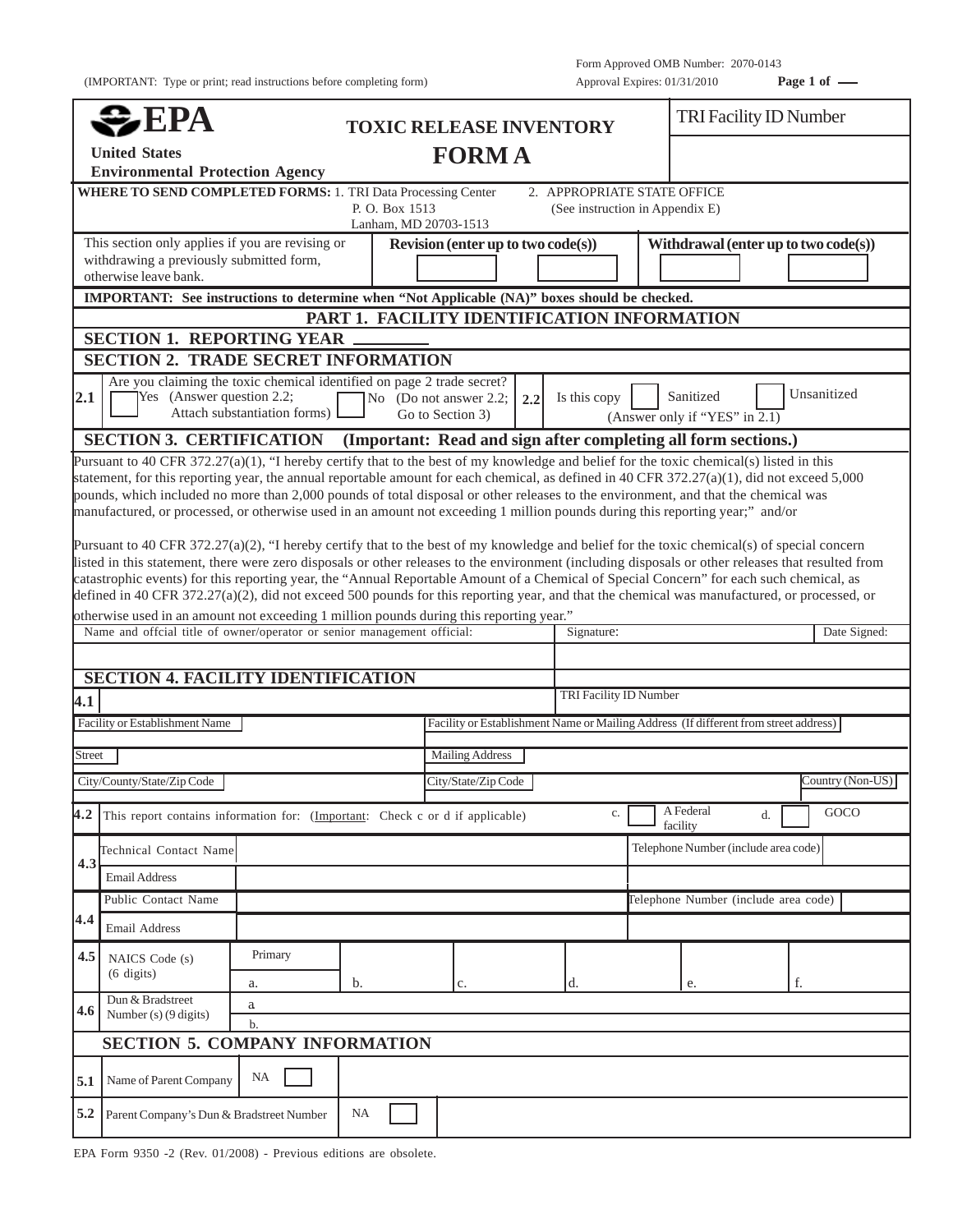Form Approved OMB Number: 2070-0143
Approval Expires: 01/31/2010

(IMPORTANT: Type or print; read instructions before completing form)

**EPA**
**United States Environmental Protection Agency**

# TOXIC RELEASE INVENTORY FORM A

TRI Facility ID Number

**WHERE TO SEND COMPLETED FORMS:** 1. TRI Data Processing Center
P. O. Box 1513
Lanham, MD 20703-1513

2. APPROPRIATE STATE OFFICE
(See instruction in Appendix E)

| This section only applies if you are revising or withdrawing a previously submitted form, otherwise leave bank. | **Revision (enter up to two code(s))** | | **Withdrawal (enter up to two code(s))** | |
|---|---|---|---|---|
| | | | | |

**IMPORTANT: See instructions to determine when "Not Applicable (NA)" boxes should be checked.**

## PART 1. FACILITY IDENTIFICATION INFORMATION

### SECTION 1. REPORTING YEAR ________

### SECTION 2. TRADE SECRET INFORMATION

**2.1** Are you claiming the toxic chemical identified on page 2 trade secret?
☐ Yes (Answer question 2.2; Attach substantiation forms)
☐ No (Do not answer 2.2; Go to Section 3)

**2.2** Is this copy ☐ Sanitized ☐ Unsanitized
(Answer only if "YES" in 2.1)

### SECTION 3. CERTIFICATION (Important: Read and sign after completing all form sections.)

Pursuant to 40 CFR 372.27(a)(1), "I hereby certify that to the best of my knowledge and belief for the toxic chemical(s) listed in this statement, for this reporting year, the annual reportable amount for each chemical, as defined in 40 CFR 372.27(a)(1), did not exceed 5,000 pounds, which included no more than 2,000 pounds of total disposal or other releases to the environment, and that the chemical was manufactured, or processed, or otherwise used in an amount not exceeding 1 million pounds during this reporting year;" and/or

Pursuant to 40 CFR 372.27(a)(2), "I hereby certify that to the best of my knowledge and belief for the toxic chemical(s) of special concern listed in this statement, there were zero disposals or other releases to the environment (including disposals or other releases that resulted from catastrophic events) for this reporting year, the "Annual Reportable Amount of a Chemical of Special Concern" for each such chemical, as defined in 40 CFR 372.27(a)(2), did not exceed 500 pounds for this reporting year, and that the chemical was manufactured, or processed, or otherwise used in an amount not exceeding 1 million pounds during this reporting year."

| Name and offcial title of owner/operator or senior management official: | Signature: | Date Signed: |
|---|---|---|
| | | |

### SECTION 4. FACILITY IDENTIFICATION

| **4.1** | | TRI Facility ID Number |
|---|---|---|
| | Facility or Establishment Name | Facility or Establishment Name or Mailing Address (If different from street address) |
| | Street | Mailing Address |
| | City/County/State/Zip Code | City/State/Zip Code — Country (Non-US) |

**4.2** This report contains information for: (Important: Check c or d if applicable) c. ☐ A Federal facility d. ☐ GOCO

| | | | |
|---|---|---|---|
| **4.3** | Technical Contact Name | | Telephone Number (include area code) |
| | Email Address | | |
| **4.4** | Public Contact Name | | Telephone Number (include area code) |
| | Email Address | | |

| | | Primary | | | | | |
|---|---|---|---|---|---|---|---|
| **4.5** | NAICS Code (s) (6 digits) | a. | b. | c. | d. | e. | f. |
| **4.6** | Dun & Bradstreet Number (s) (9 digits) | a | | | | | |
| | | b. | | | | | |

### SECTION 5. COMPANY INFORMATION

| | | | |
|---|---|---|---|
| **5.1** | Name of Parent Company | NA ☐ | |
| **5.2** | Parent Company's Dun & Bradstreet Number | NA ☐ | |

EPA Form 9350 -2 (Rev. 01/2008) - Previous editions are obsolete.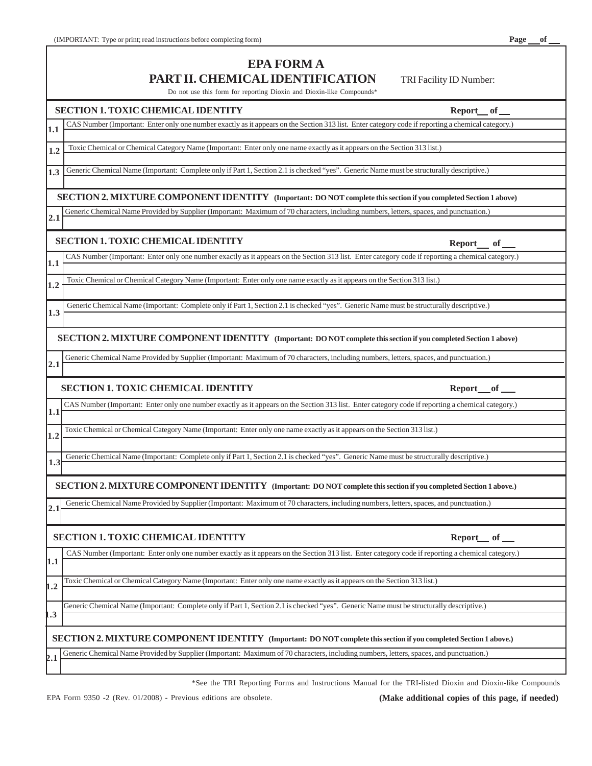(IMPORTANT: Type or print; read instructions before completing form)

Page ___ of ___

# EPA FORM A

## PART II. CHEMICAL IDENTIFICATION

TRI Facility ID Number:

Do not use this form for reporting Dioxin and Dioxin-like Compounds*

### SECTION 1. TOXIC CHEMICAL IDENTITY

Report ___ of ___

| | |
|---|---|
| 1.1 | CAS Number (Important: Enter only one number exactly as it appears on the Section 313 list. Enter category code if reporting a chemical category.) |
| 1.2 | Toxic Chemical or Chemical Category Name (Important: Enter only one name exactly as it appears on the Section 313 list.) |
| 1.3 | Generic Chemical Name (Important: Complete only if Part 1, Section 2.1 is checked "yes". Generic Name must be structurally descriptive.) |

### SECTION 2. MIXTURE COMPONENT IDENTITY (Important: DO NOT complete this section if you completed Section 1 above)

| | |
|---|---|
| 2.1 | Generic Chemical Name Provided by Supplier (Important: Maximum of 70 characters, including numbers, letters, spaces, and punctuation.) |

### SECTION 1. TOXIC CHEMICAL IDENTITY

Report ___ of ___

| | |
|---|---|
| 1.1 | CAS Number (Important: Enter only one number exactly as it appears on the Section 313 list. Enter category code if reporting a chemical category.) |
| 1.2 | Toxic Chemical or Chemical Category Name (Important: Enter only one name exactly as it appears on the Section 313 list.) |
| 1.3 | Generic Chemical Name (Important: Complete only if Part 1, Section 2.1 is checked "yes". Generic Name must be structurally descriptive.) |

### SECTION 2. MIXTURE COMPONENT IDENTITY (Important: DO NOT complete this section if you completed Section 1 above)

| | |
|---|---|
| 2.1 | Generic Chemical Name Provided by Supplier (Important: Maximum of 70 characters, including numbers, letters, spaces, and punctuation.) |

### SECTION 1. TOXIC CHEMICAL IDENTITY

Report ___ of ___

| | |
|---|---|
| 1.1 | CAS Number (Important: Enter only one number exactly as it appears on the Section 313 list. Enter category code if reporting a chemical category.) |
| 1.2 | Toxic Chemical or Chemical Category Name (Important: Enter only one name exactly as it appears on the Section 313 list.) |
| 1.3 | Generic Chemical Name (Important: Complete only if Part 1, Section 2.1 is checked "yes". Generic Name must be structurally descriptive.) |

### SECTION 2. MIXTURE COMPONENT IDENTITY (Important: DO NOT complete this section if you completed Section 1 above.)

| | |
|---|---|
| 2.1 | Generic Chemical Name Provided by Supplier (Important: Maximum of 70 characters, including numbers, letters, spaces, and punctuation.) |

### SECTION 1. TOXIC CHEMICAL IDENTITY

Report ___ of ___

| | |
|---|---|
| 1.1 | CAS Number (Important: Enter only one number exactly as it appears on the Section 313 list. Enter category code if reporting a chemical category.) |
| 1.2 | Toxic Chemical or Chemical Category Name (Important: Enter only one name exactly as it appears on the Section 313 list.) |
| 1.3 | Generic Chemical Name (Important: Complete only if Part 1, Section 2.1 is checked "yes". Generic Name must be structurally descriptive.) |

### SECTION 2. MIXTURE COMPONENT IDENTITY (Important: DO NOT complete this section if you completed Section 1 above.)

| | |
|---|---|
| 2.1 | Generic Chemical Name Provided by Supplier (Important: Maximum of 70 characters, including numbers, letters, spaces, and punctuation.) |

*See the TRI Reporting Forms and Instructions Manual for the TRI-listed Dioxin and Dioxin-like Compounds

EPA Form 9350 -2 (Rev. 01/2008) - Previous editions are obsolete.

**(Make additional copies of this page, if needed)**